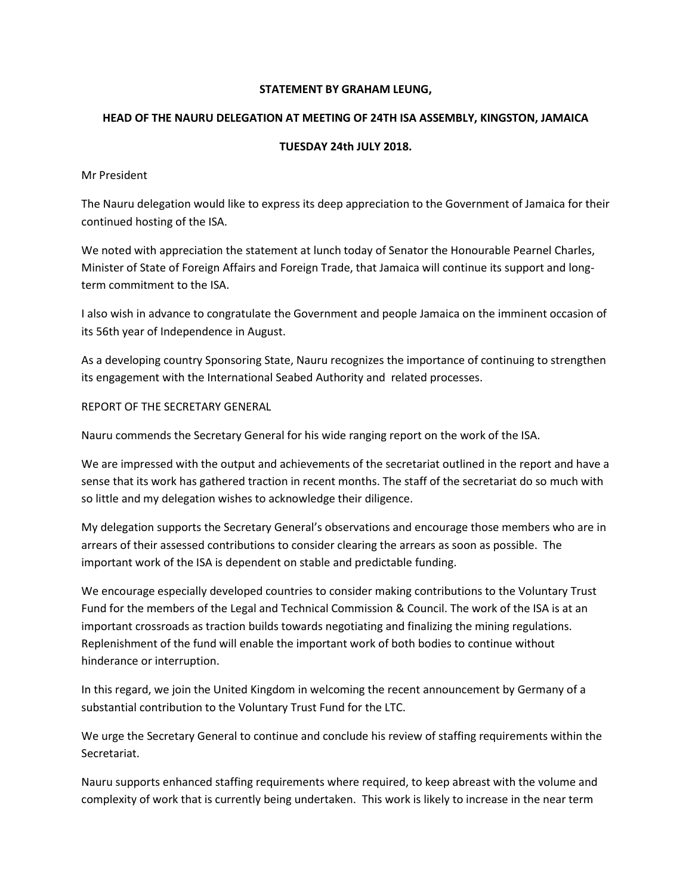**STATEMENT BY GRAHAM LEUNG,**

**HEAD OF THE NAURU DELEGATION AT MEETING OF 24TH ISA ASSEMBLY, KINGSTON, JAMAICA**

**TUESDAY 24th JULY 2018.**

Mr President

The Nauru delegation would like to express its deep appreciation to the Government of Jamaica for their continued hosting of the ISA.

We noted with appreciation the statement at lunch today of Senator the Honourable Pearnel Charles, Minister of State of Foreign Affairs and Foreign Trade, that Jamaica will continue its support and long-term commitment to the ISA.

I also wish in advance to congratulate the Government and people Jamaica on the imminent occasion of its 56th year of Independence in August.

As a developing country Sponsoring State, Nauru recognizes the importance of continuing to strengthen its engagement with the International Seabed Authority and related processes.

REPORT OF THE SECRETARY GENERAL

Nauru commends the Secretary General for his wide ranging report on the work of the ISA.

We are impressed with the output and achievements of the secretariat outlined in the report and have a sense that its work has gathered traction in recent months. The staff of the secretariat do so much with so little and my delegation wishes to acknowledge their diligence.

My delegation supports the Secretary General's observations and encourage those members who are in arrears of their assessed contributions to consider clearing the arrears as soon as possible. The important work of the ISA is dependent on stable and predictable funding.

We encourage especially developed countries to consider making contributions to the Voluntary Trust Fund for the members of the Legal and Technical Commission & Council. The work of the ISA is at an important crossroads as traction builds towards negotiating and finalizing the mining regulations. Replenishment of the fund will enable the important work of both bodies to continue without hinderance or interruption.

In this regard, we join the United Kingdom in welcoming the recent announcement by Germany of a substantial contribution to the Voluntary Trust Fund for the LTC.

We urge the Secretary General to continue and conclude his review of staffing requirements within the Secretariat.

Nauru supports enhanced staffing requirements where required, to keep abreast with the volume and complexity of work that is currently being undertaken. This work is likely to increase in the near term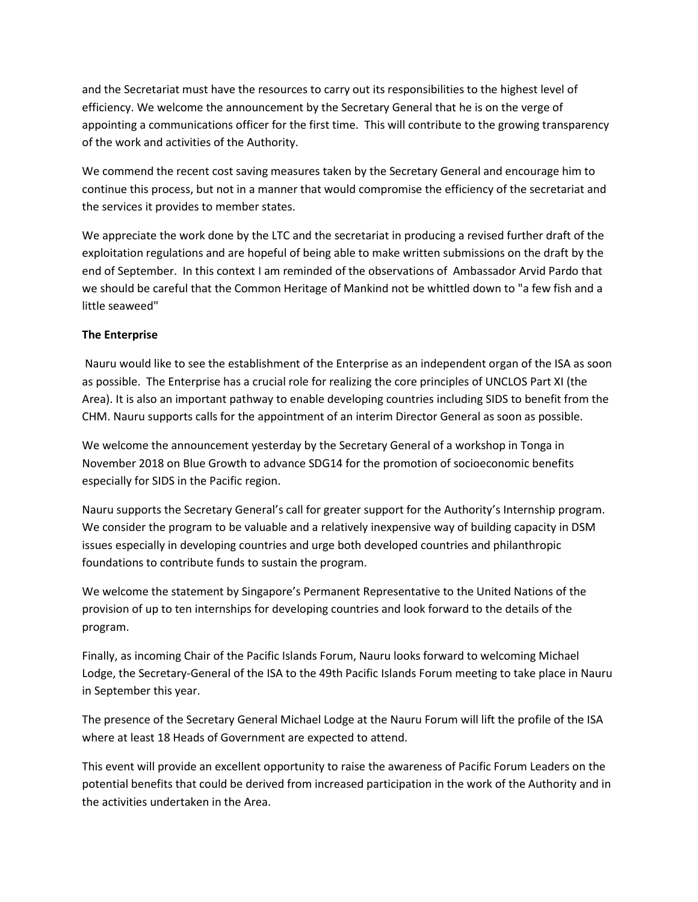and the Secretariat must have the resources to carry out its responsibilities to the highest level of efficiency. We welcome the announcement by the Secretary General that he is on the verge of appointing a communications officer for the first time. This will contribute to the growing transparency of the work and activities of the Authority.

We commend the recent cost saving measures taken by the Secretary General and encourage him to continue this process, but not in a manner that would compromise the efficiency of the secretariat and the services it provides to member states.

We appreciate the work done by the LTC and the secretariat in producing a revised further draft of the exploitation regulations and are hopeful of being able to make written submissions on the draft by the end of September. In this context I am reminded of the observations of Ambassador Arvid Pardo that we should be careful that the Common Heritage of Mankind not be whittled down to "a few fish and a little seaweed"

**The Enterprise**

Nauru would like to see the establishment of the Enterprise as an independent organ of the ISA as soon as possible. The Enterprise has a crucial role for realizing the core principles of UNCLOS Part XI (the Area). It is also an important pathway to enable developing countries including SIDS to benefit from the CHM. Nauru supports calls for the appointment of an interim Director General as soon as possible.

We welcome the announcement yesterday by the Secretary General of a workshop in Tonga in November 2018 on Blue Growth to advance SDG14 for the promotion of socioeconomic benefits especially for SIDS in the Pacific region.

Nauru supports the Secretary General's call for greater support for the Authority's Internship program. We consider the program to be valuable and a relatively inexpensive way of building capacity in DSM issues especially in developing countries and urge both developed countries and philanthropic foundations to contribute funds to sustain the program.

We welcome the statement by Singapore's Permanent Representative to the United Nations of the provision of up to ten internships for developing countries and look forward to the details of the program.

Finally, as incoming Chair of the Pacific Islands Forum, Nauru looks forward to welcoming Michael Lodge, the Secretary-General of the ISA to the 49th Pacific Islands Forum meeting to take place in Nauru in September this year.

The presence of the Secretary General Michael Lodge at the Nauru Forum will lift the profile of the ISA where at least 18 Heads of Government are expected to attend.

This event will provide an excellent opportunity to raise the awareness of Pacific Forum Leaders on the potential benefits that could be derived from increased participation in the work of the Authority and in the activities undertaken in the Area.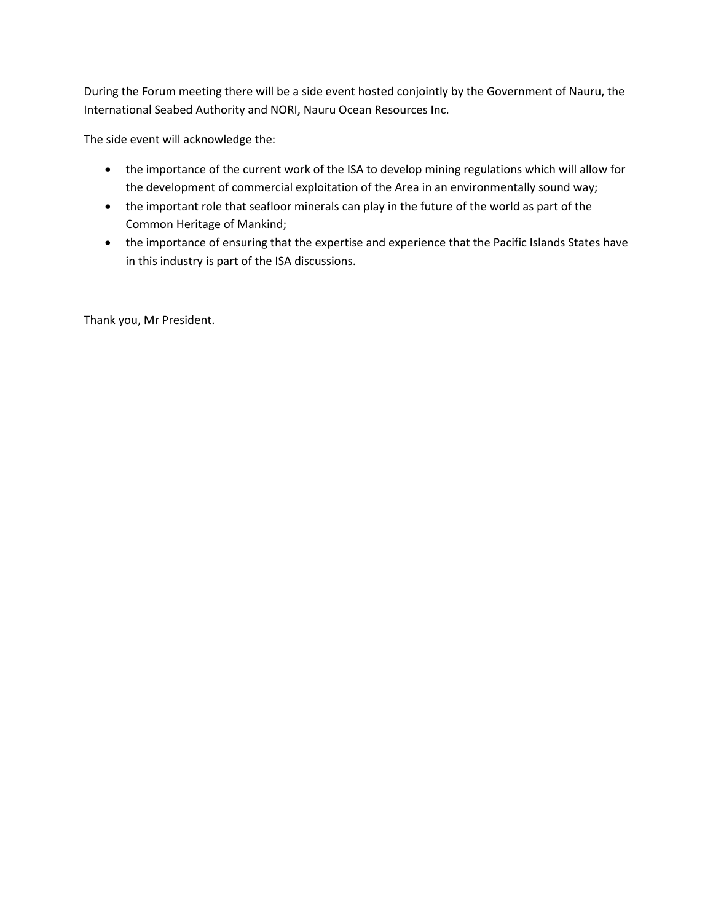During the Forum meeting there will be a side event hosted conjointly by the Government of Nauru, the International Seabed Authority and NORI, Nauru Ocean Resources Inc.

The side event will acknowledge the:

- the importance of the current work of the ISA to develop mining regulations which will allow for the development of commercial exploitation of the Area in an environmentally sound way;
- the important role that seafloor minerals can play in the future of the world as part of the Common Heritage of Mankind;
- the importance of ensuring that the expertise and experience that the Pacific Islands States have in this industry is part of the ISA discussions.

Thank you, Mr President.